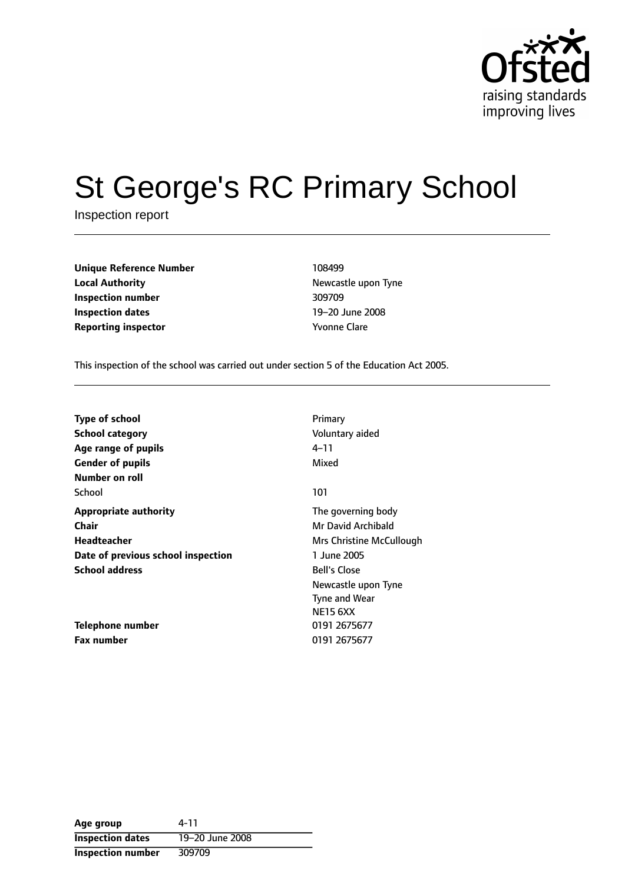# St George's RC Primary School

Inspection report

| | |
|---|---|
| **Unique Reference Number** | 108499 |
| **Local Authority** | Newcastle upon Tyne |
| **Inspection number** | 309709 |
| **Inspection dates** | 19–20 June 2008 |
| **Reporting inspector** | Yvonne Clare |

This inspection of the school was carried out under section 5 of the Education Act 2005.

| | |
|---|---|
| **Type of school** | Primary |
| **School category** | Voluntary aided |
| **Age range of pupils** | 4–11 |
| **Gender of pupils** | Mixed |
| **Number on roll** | |
| School | 101 |
| **Appropriate authority** | The governing body |
| **Chair** | Mr David Archibald |
| **Headteacher** | Mrs Christine McCullough |
| **Date of previous school inspection** | 1 June 2005 |
| **School address** | Bell's Close<br>Newcastle upon Tyne<br>Tyne and Wear<br>NE15 6XX |
| **Telephone number** | 0191 2675677 |
| **Fax number** | 0191 2675677 |

| | |
|---|---|
| **Age group** | 4-11 |
| **Inspection dates** | 19–20 June 2008 |
| **Inspection number** | 309709 |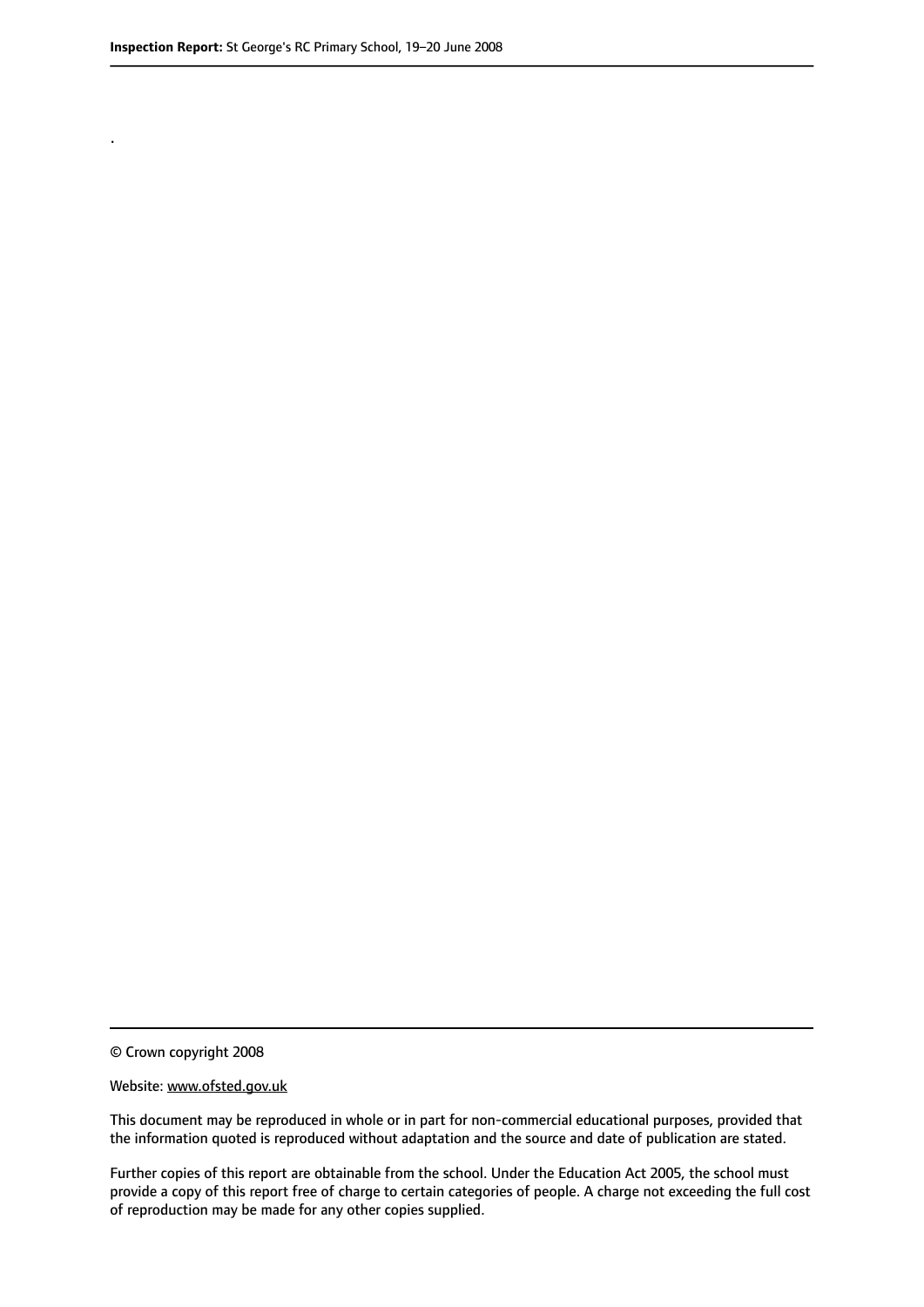.

© Crown copyright 2008

Website: www.ofsted.gov.uk

This document may be reproduced in whole or in part for non-commercial educational purposes, provided that the information quoted is reproduced without adaptation and the source and date of publication are stated.

Further copies of this report are obtainable from the school. Under the Education Act 2005, the school must provide a copy of this report free of charge to certain categories of people. A charge not exceeding the full cost of reproduction may be made for any other copies supplied.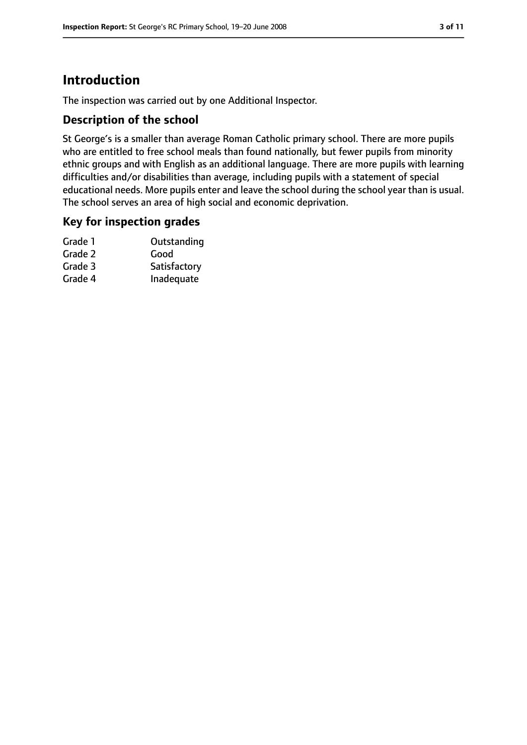# Introduction

The inspection was carried out by one Additional Inspector.

## Description of the school

St George's is a smaller than average Roman Catholic primary school. There are more pupils who are entitled to free school meals than found nationally, but fewer pupils from minority ethnic groups and with English as an additional language. There are more pupils with learning difficulties and/or disabilities than average, including pupils with a statement of special educational needs. More pupils enter and leave the school during the school year than is usual. The school serves an area of high social and economic deprivation.

## Key for inspection grades

| | |
|---|---|
| Grade 1 | Outstanding |
| Grade 2 | Good |
| Grade 3 | Satisfactory |
| Grade 4 | Inadequate |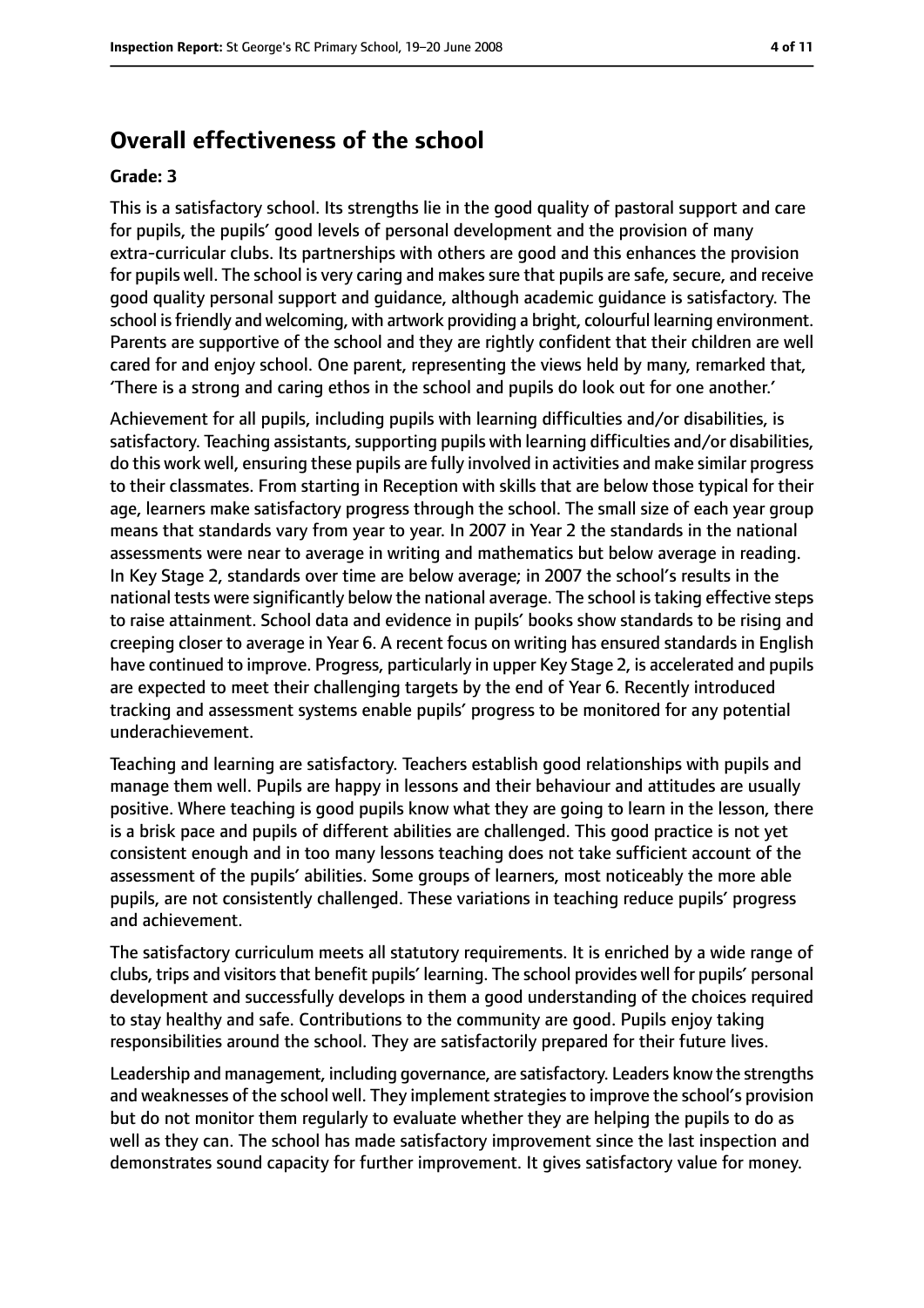## Overall effectiveness of the school

**Grade: 3**

This is a satisfactory school. Its strengths lie in the good quality of pastoral support and care for pupils, the pupils' good levels of personal development and the provision of many extra-curricular clubs. Its partnerships with others are good and this enhances the provision for pupils well. The school is very caring and makes sure that pupils are safe, secure, and receive good quality personal support and guidance, although academic guidance is satisfactory. The school is friendly and welcoming, with artwork providing a bright, colourful learning environment. Parents are supportive of the school and they are rightly confident that their children are well cared for and enjoy school. One parent, representing the views held by many, remarked that, 'There is a strong and caring ethos in the school and pupils do look out for one another.'

Achievement for all pupils, including pupils with learning difficulties and/or disabilities, is satisfactory. Teaching assistants, supporting pupils with learning difficulties and/or disabilities, do this work well, ensuring these pupils are fully involved in activities and make similar progress to their classmates. From starting in Reception with skills that are below those typical for their age, learners make satisfactory progress through the school. The small size of each year group means that standards vary from year to year. In 2007 in Year 2 the standards in the national assessments were near to average in writing and mathematics but below average in reading. In Key Stage 2, standards over time are below average; in 2007 the school's results in the national tests were significantly below the national average. The school is taking effective steps to raise attainment. School data and evidence in pupils' books show standards to be rising and creeping closer to average in Year 6. A recent focus on writing has ensured standards in English have continued to improve. Progress, particularly in upper Key Stage 2, is accelerated and pupils are expected to meet their challenging targets by the end of Year 6. Recently introduced tracking and assessment systems enable pupils' progress to be monitored for any potential underachievement.

Teaching and learning are satisfactory. Teachers establish good relationships with pupils and manage them well. Pupils are happy in lessons and their behaviour and attitudes are usually positive. Where teaching is good pupils know what they are going to learn in the lesson, there is a brisk pace and pupils of different abilities are challenged. This good practice is not yet consistent enough and in too many lessons teaching does not take sufficient account of the assessment of the pupils' abilities. Some groups of learners, most noticeably the more able pupils, are not consistently challenged. These variations in teaching reduce pupils' progress and achievement.

The satisfactory curriculum meets all statutory requirements. It is enriched by a wide range of clubs, trips and visitors that benefit pupils' learning. The school provides well for pupils' personal development and successfully develops in them a good understanding of the choices required to stay healthy and safe. Contributions to the community are good. Pupils enjoy taking responsibilities around the school. They are satisfactorily prepared for their future lives.

Leadership and management, including governance, are satisfactory. Leaders know the strengths and weaknesses of the school well. They implement strategies to improve the school's provision but do not monitor them regularly to evaluate whether they are helping the pupils to do as well as they can. The school has made satisfactory improvement since the last inspection and demonstrates sound capacity for further improvement. It gives satisfactory value for money.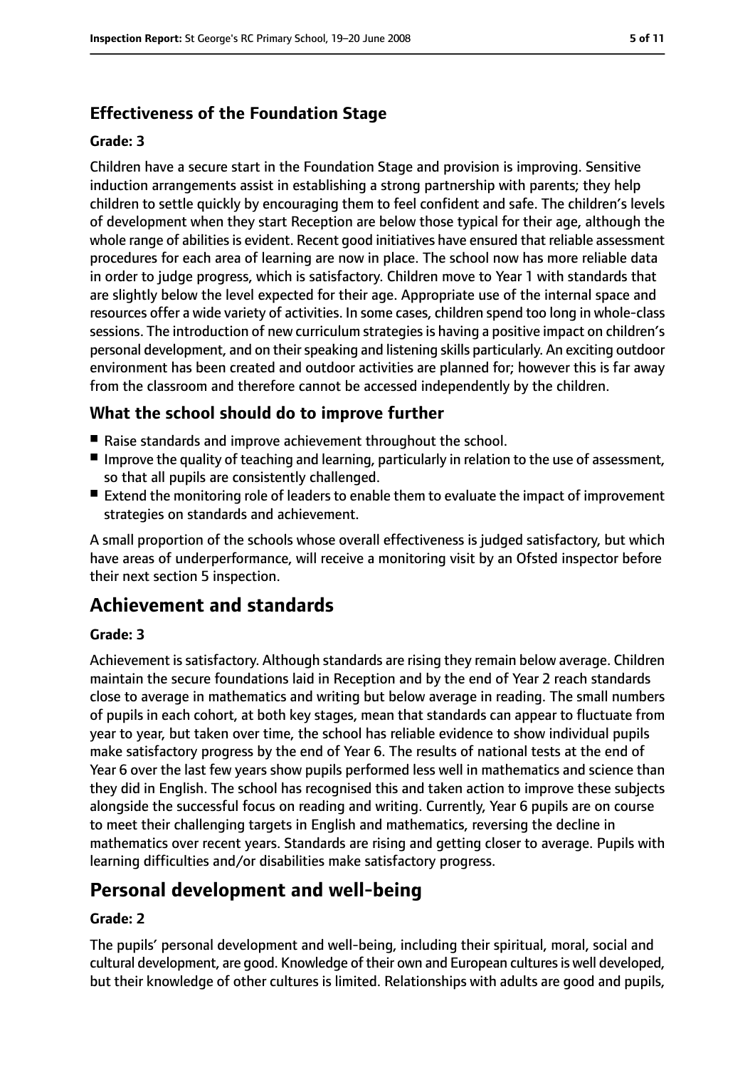### Effectiveness of the Foundation Stage

#### Grade: 3

Children have a secure start in the Foundation Stage and provision is improving. Sensitive induction arrangements assist in establishing a strong partnership with parents; they help children to settle quickly by encouraging them to feel confident and safe. The children's levels of development when they start Reception are below those typical for their age, although the whole range of abilities is evident. Recent good initiatives have ensured that reliable assessment procedures for each area of learning are now in place. The school now has more reliable data in order to judge progress, which is satisfactory. Children move to Year 1 with standards that are slightly below the level expected for their age. Appropriate use of the internal space and resources offer a wide variety of activities. In some cases, children spend too long in whole-class sessions. The introduction of new curriculum strategies is having a positive impact on children's personal development, and on their speaking and listening skills particularly. An exciting outdoor environment has been created and outdoor activities are planned for; however this is far away from the classroom and therefore cannot be accessed independently by the children.

### What the school should do to improve further

- Raise standards and improve achievement throughout the school.
- Improve the quality of teaching and learning, particularly in relation to the use of assessment, so that all pupils are consistently challenged.
- Extend the monitoring role of leaders to enable them to evaluate the impact of improvement strategies on standards and achievement.

A small proportion of the schools whose overall effectiveness is judged satisfactory, but which have areas of underperformance, will receive a monitoring visit by an Ofsted inspector before their next section 5 inspection.

## Achievement and standards

#### Grade: 3

Achievement is satisfactory. Although standards are rising they remain below average. Children maintain the secure foundations laid in Reception and by the end of Year 2 reach standards close to average in mathematics and writing but below average in reading. The small numbers of pupils in each cohort, at both key stages, mean that standards can appear to fluctuate from year to year, but taken over time, the school has reliable evidence to show individual pupils make satisfactory progress by the end of Year 6. The results of national tests at the end of Year 6 over the last few years show pupils performed less well in mathematics and science than they did in English. The school has recognised this and taken action to improve these subjects alongside the successful focus on reading and writing. Currently, Year 6 pupils are on course to meet their challenging targets in English and mathematics, reversing the decline in mathematics over recent years. Standards are rising and getting closer to average. Pupils with learning difficulties and/or disabilities make satisfactory progress.

## Personal development and well-being

#### Grade: 2

The pupils' personal development and well-being, including their spiritual, moral, social and cultural development, are good. Knowledge of their own and European cultures is well developed, but their knowledge of other cultures is limited. Relationships with adults are good and pupils,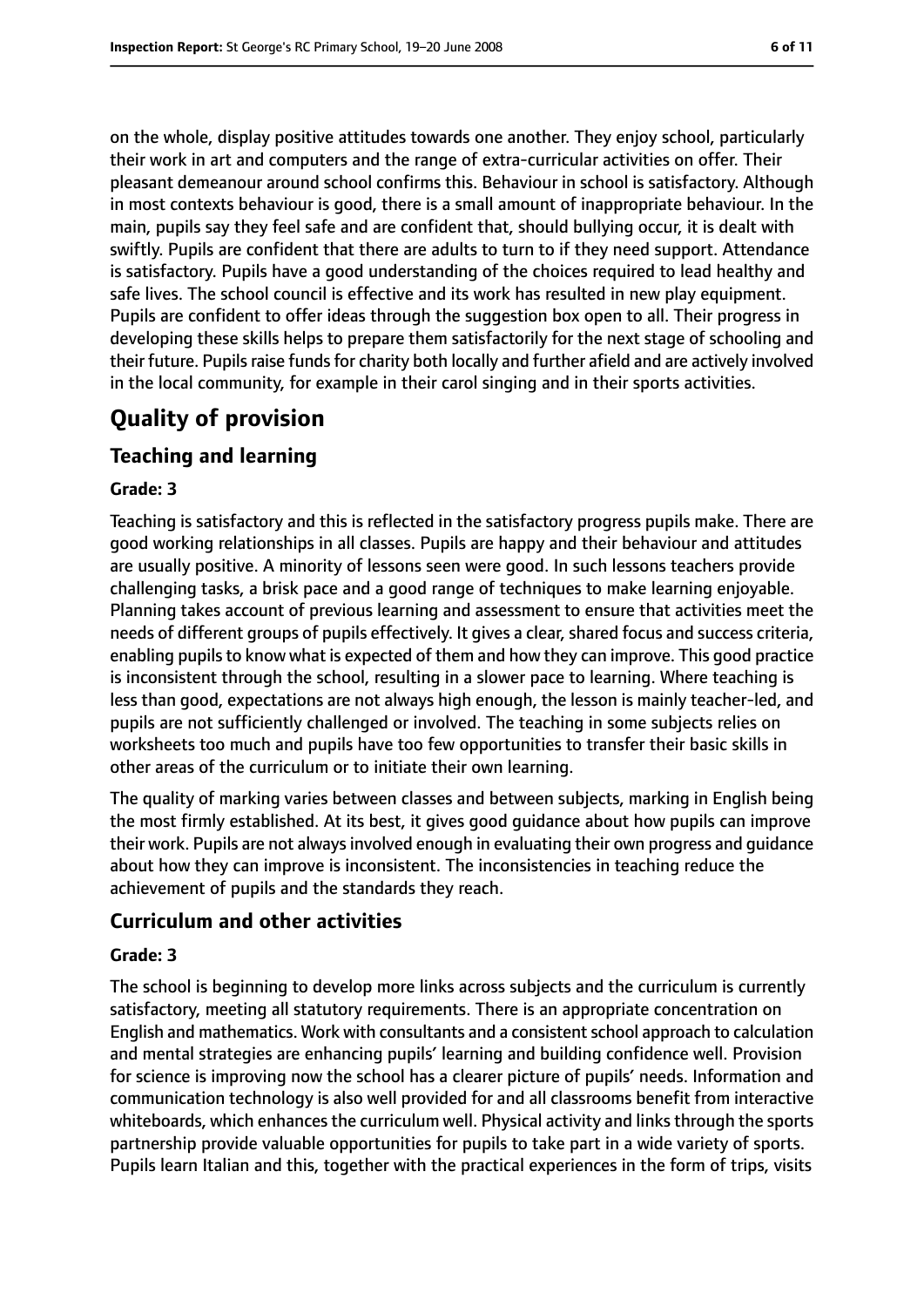on the whole, display positive attitudes towards one another. They enjoy school, particularly their work in art and computers and the range of extra-curricular activities on offer. Their pleasant demeanour around school confirms this. Behaviour in school is satisfactory. Although in most contexts behaviour is good, there is a small amount of inappropriate behaviour. In the main, pupils say they feel safe and are confident that, should bullying occur, it is dealt with swiftly. Pupils are confident that there are adults to turn to if they need support. Attendance is satisfactory. Pupils have a good understanding of the choices required to lead healthy and safe lives. The school council is effective and its work has resulted in new play equipment. Pupils are confident to offer ideas through the suggestion box open to all. Their progress in developing these skills helps to prepare them satisfactorily for the next stage of schooling and their future. Pupils raise funds for charity both locally and further afield and are actively involved in the local community, for example in their carol singing and in their sports activities.

# Quality of provision

## Teaching and learning

### Grade: 3

Teaching is satisfactory and this is reflected in the satisfactory progress pupils make. There are good working relationships in all classes. Pupils are happy and their behaviour and attitudes are usually positive. A minority of lessons seen were good. In such lessons teachers provide challenging tasks, a brisk pace and a good range of techniques to make learning enjoyable. Planning takes account of previous learning and assessment to ensure that activities meet the needs of different groups of pupils effectively. It gives a clear, shared focus and success criteria, enabling pupils to know what is expected of them and how they can improve. This good practice is inconsistent through the school, resulting in a slower pace to learning. Where teaching is less than good, expectations are not always high enough, the lesson is mainly teacher-led, and pupils are not sufficiently challenged or involved. The teaching in some subjects relies on worksheets too much and pupils have too few opportunities to transfer their basic skills in other areas of the curriculum or to initiate their own learning.

The quality of marking varies between classes and between subjects, marking in English being the most firmly established. At its best, it gives good guidance about how pupils can improve their work. Pupils are not always involved enough in evaluating their own progress and guidance about how they can improve is inconsistent. The inconsistencies in teaching reduce the achievement of pupils and the standards they reach.

## Curriculum and other activities

### Grade: 3

The school is beginning to develop more links across subjects and the curriculum is currently satisfactory, meeting all statutory requirements. There is an appropriate concentration on English and mathematics. Work with consultants and a consistent school approach to calculation and mental strategies are enhancing pupils' learning and building confidence well. Provision for science is improving now the school has a clearer picture of pupils' needs. Information and communication technology is also well provided for and all classrooms benefit from interactive whiteboards, which enhances the curriculum well. Physical activity and links through the sports partnership provide valuable opportunities for pupils to take part in a wide variety of sports. Pupils learn Italian and this, together with the practical experiences in the form of trips, visits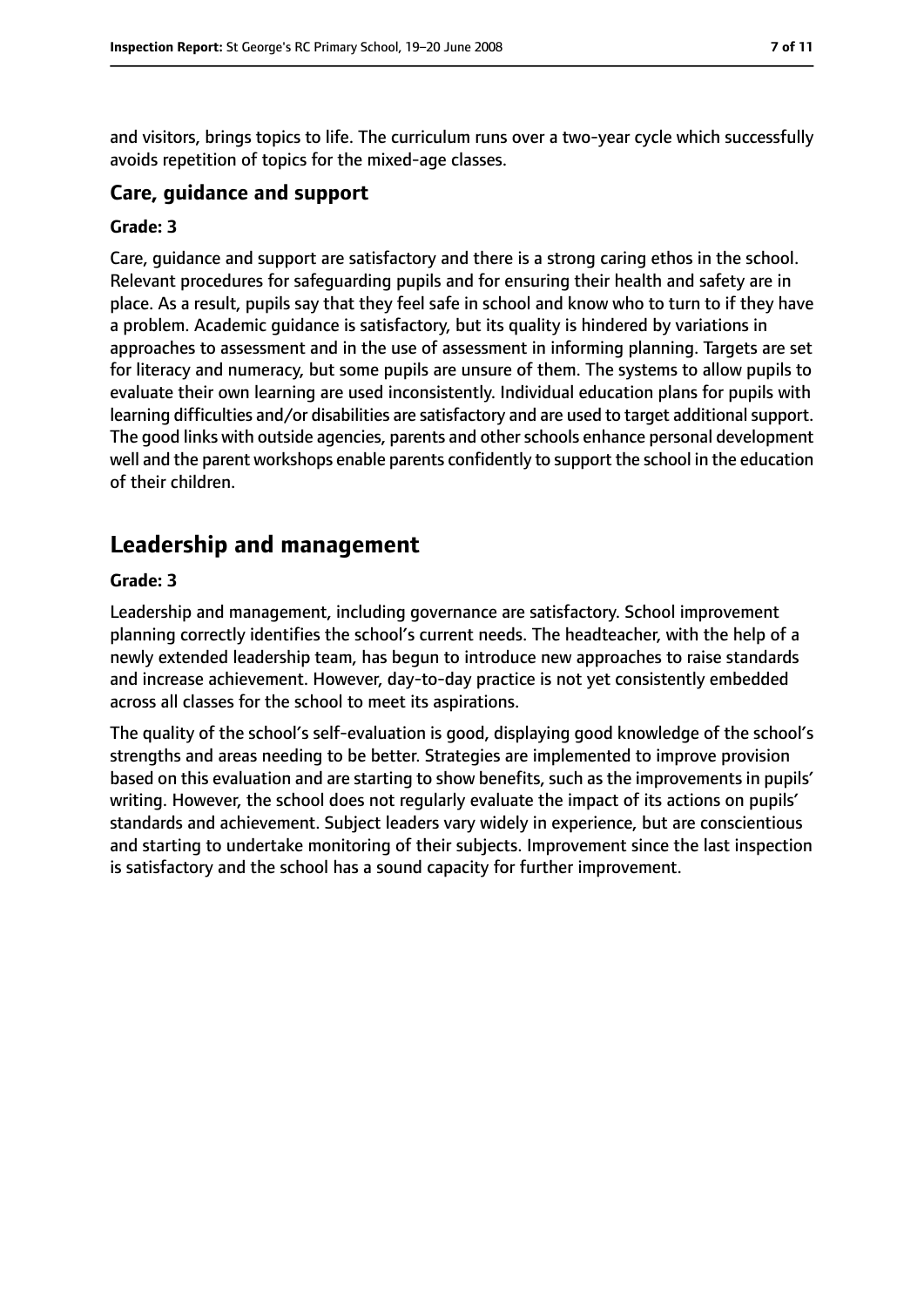and visitors, brings topics to life. The curriculum runs over a two-year cycle which successfully avoids repetition of topics for the mixed-age classes.

### Care, guidance and support

**Grade: 3**

Care, guidance and support are satisfactory and there is a strong caring ethos in the school. Relevant procedures for safeguarding pupils and for ensuring their health and safety are in place. As a result, pupils say that they feel safe in school and know who to turn to if they have a problem. Academic guidance is satisfactory, but its quality is hindered by variations in approaches to assessment and in the use of assessment in informing planning. Targets are set for literacy and numeracy, but some pupils are unsure of them. The systems to allow pupils to evaluate their own learning are used inconsistently. Individual education plans for pupils with learning difficulties and/or disabilities are satisfactory and are used to target additional support. The good links with outside agencies, parents and other schools enhance personal development well and the parent workshops enable parents confidently to support the school in the education of their children.

## Leadership and management

**Grade: 3**

Leadership and management, including governance are satisfactory. School improvement planning correctly identifies the school's current needs. The headteacher, with the help of a newly extended leadership team, has begun to introduce new approaches to raise standards and increase achievement. However, day-to-day practice is not yet consistently embedded across all classes for the school to meet its aspirations.

The quality of the school's self-evaluation is good, displaying good knowledge of the school's strengths and areas needing to be better. Strategies are implemented to improve provision based on this evaluation and are starting to show benefits, such as the improvements in pupils' writing. However, the school does not regularly evaluate the impact of its actions on pupils' standards and achievement. Subject leaders vary widely in experience, but are conscientious and starting to undertake monitoring of their subjects. Improvement since the last inspection is satisfactory and the school has a sound capacity for further improvement.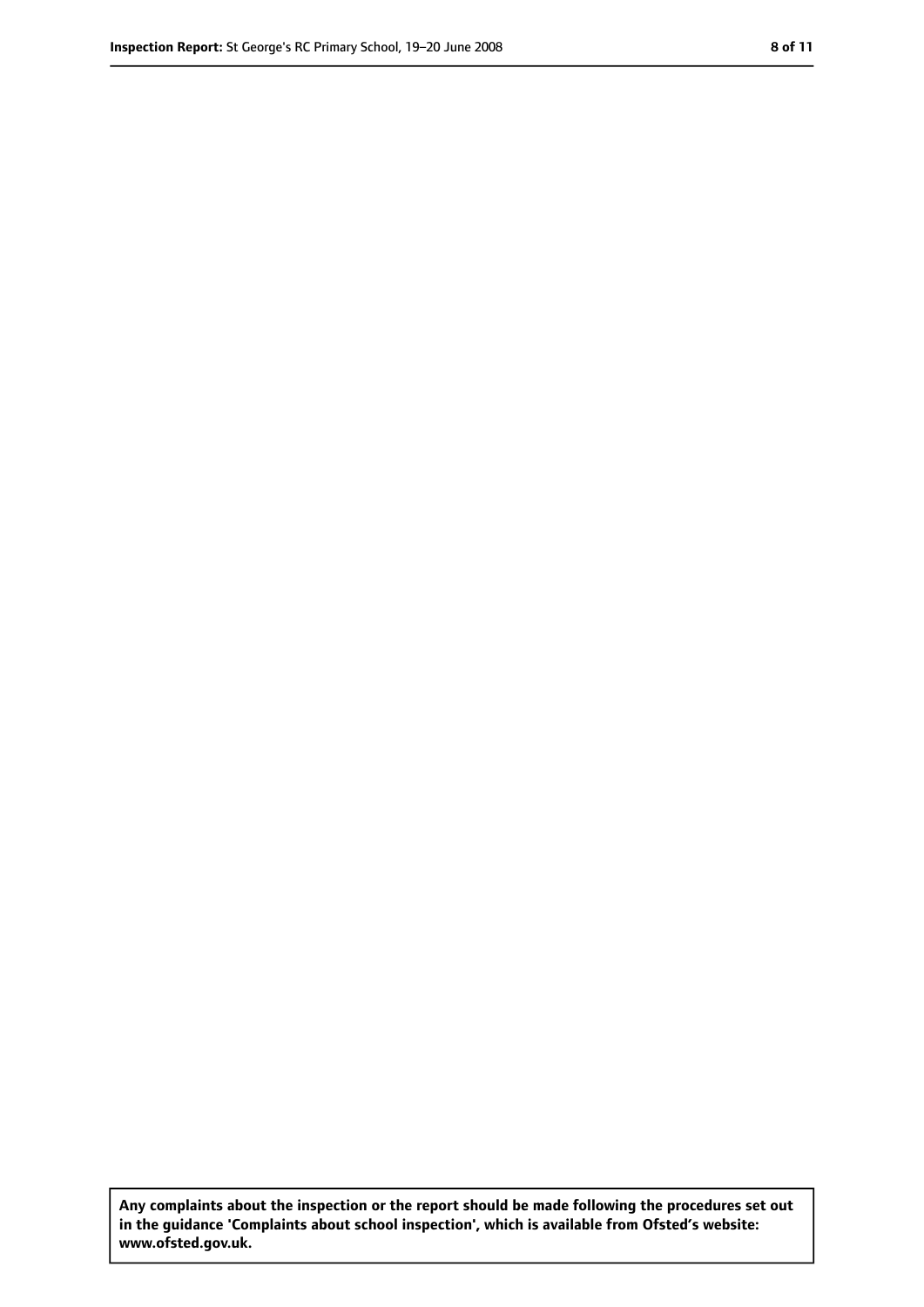**Any complaints about the inspection or the report should be made following the procedures set out in the guidance 'Complaints about school inspection', which is available from Ofsted's website: www.ofsted.gov.uk.**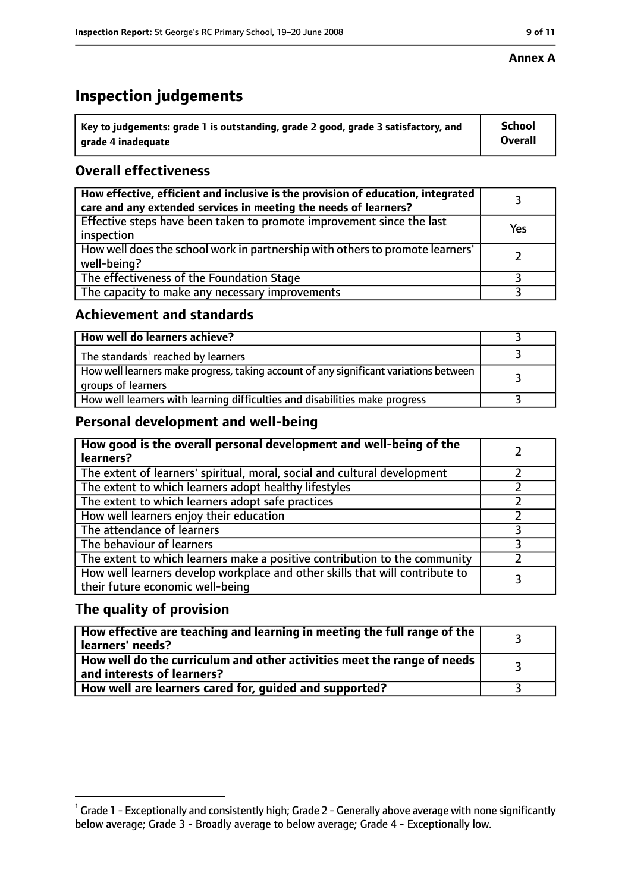**Annex A**

# Inspection judgements

| Key to judgements: grade 1 is outstanding, grade 2 good, grade 3 satisfactory, and grade 4 inadequate | School Overall |
|---|---|

## Overall effectiveness

| | |
|---|---|
| How effective, efficient and inclusive is the provision of education, integrated care and any extended services in meeting the needs of learners? | 3 |
| Effective steps have been taken to promote improvement since the last inspection | Yes |
| How well does the school work in partnership with others to promote learners' well-being? | 2 |
| The effectiveness of the Foundation Stage | 3 |
| The capacity to make any necessary improvements | 3 |

## Achievement and standards

| | |
|---|---|
| How well do learners achieve? | 3 |
| The standards[1] reached by learners | 3 |
| How well learners make progress, taking account of any significant variations between groups of learners | 3 |
| How well learners with learning difficulties and disabilities make progress | 3 |

## Personal development and well-being

| | |
|---|---|
| How good is the overall personal development and well-being of the learners? | 2 |
| The extent of learners' spiritual, moral, social and cultural development | 2 |
| The extent to which learners adopt healthy lifestyles | 2 |
| The extent to which learners adopt safe practices | 2 |
| How well learners enjoy their education | 2 |
| The attendance of learners | 3 |
| The behaviour of learners | 3 |
| The extent to which learners make a positive contribution to the community | 2 |
| How well learners develop workplace and other skills that will contribute to their future economic well-being | 3 |

## The quality of provision

| | |
|---|---|
| How effective are teaching and learning in meeting the full range of the learners' needs? | 3 |
| How well do the curriculum and other activities meet the range of needs and interests of learners? | 3 |
| How well are learners cared for, guided and supported? | 3 |

[1] Grade 1 - Exceptionally and consistently high; Grade 2 - Generally above average with none significantly below average; Grade 3 - Broadly average to below average; Grade 4 - Exceptionally low.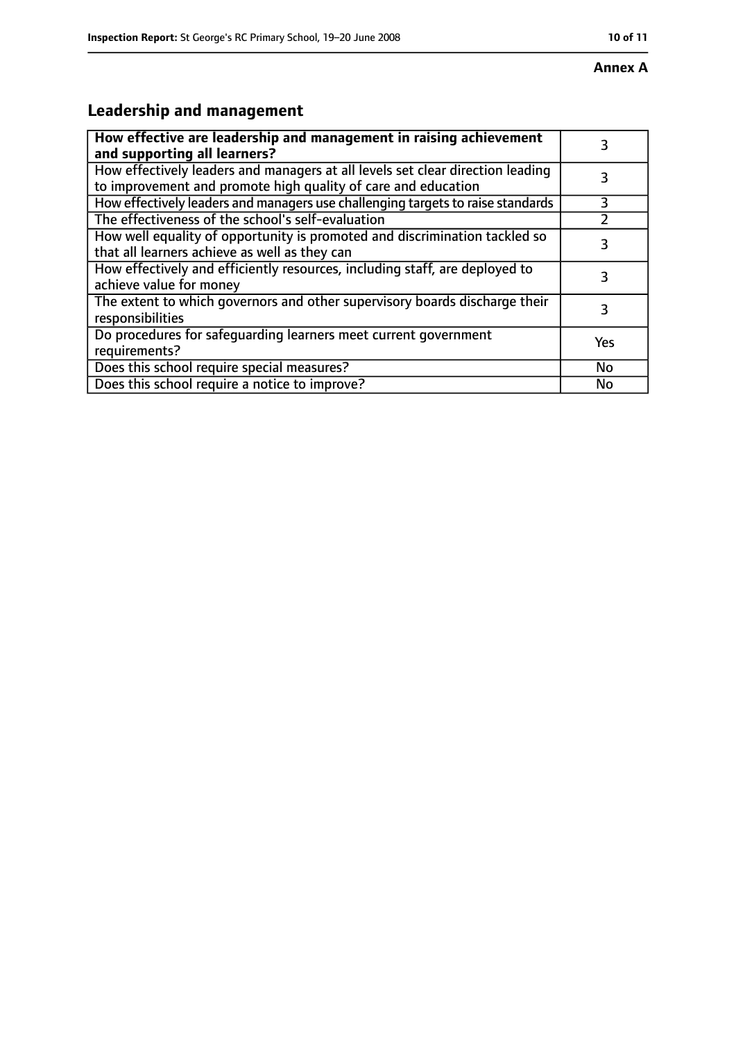**Annex A**

## Leadership and management

| **How effective are leadership and management in raising achievement and supporting all learners?** | 3 |
|---|---|
| How effectively leaders and managers at all levels set clear direction leading to improvement and promote high quality of care and education | 3 |
| How effectively leaders and managers use challenging targets to raise standards | 3 |
| The effectiveness of the school's self-evaluation | 2 |
| How well equality of opportunity is promoted and discrimination tackled so that all learners achieve as well as they can | 3 |
| How effectively and efficiently resources, including staff, are deployed to achieve value for money | 3 |
| The extent to which governors and other supervisory boards discharge their responsibilities | 3 |
| Do procedures for safeguarding learners meet current government requirements? | Yes |
| Does this school require special measures? | No |
| Does this school require a notice to improve? | No |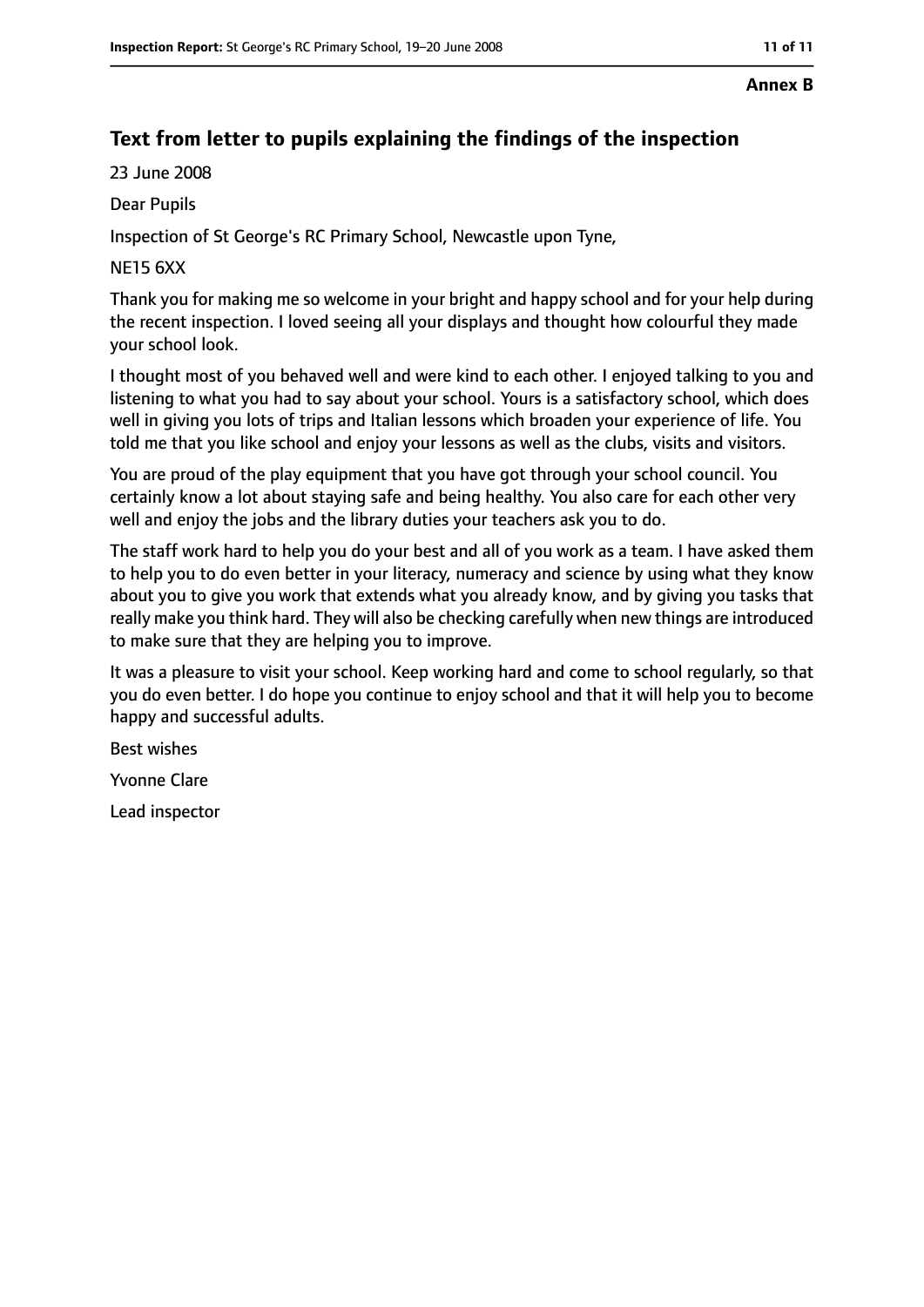**Annex B**

## Text from letter to pupils explaining the findings of the inspection

23 June 2008

Dear Pupils

Inspection of St George's RC Primary School, Newcastle upon Tyne,

NE15 6XX

Thank you for making me so welcome in your bright and happy school and for your help during the recent inspection. I loved seeing all your displays and thought how colourful they made your school look.

I thought most of you behaved well and were kind to each other. I enjoyed talking to you and listening to what you had to say about your school. Yours is a satisfactory school, which does well in giving you lots of trips and Italian lessons which broaden your experience of life. You told me that you like school and enjoy your lessons as well as the clubs, visits and visitors.

You are proud of the play equipment that you have got through your school council. You certainly know a lot about staying safe and being healthy. You also care for each other very well and enjoy the jobs and the library duties your teachers ask you to do.

The staff work hard to help you do your best and all of you work as a team. I have asked them to help you to do even better in your literacy, numeracy and science by using what they know about you to give you work that extends what you already know, and by giving you tasks that really make you think hard. They will also be checking carefully when new things are introduced to make sure that they are helping you to improve.

It was a pleasure to visit your school. Keep working hard and come to school regularly, so that you do even better. I do hope you continue to enjoy school and that it will help you to become happy and successful adults.

Best wishes

Yvonne Clare

Lead inspector